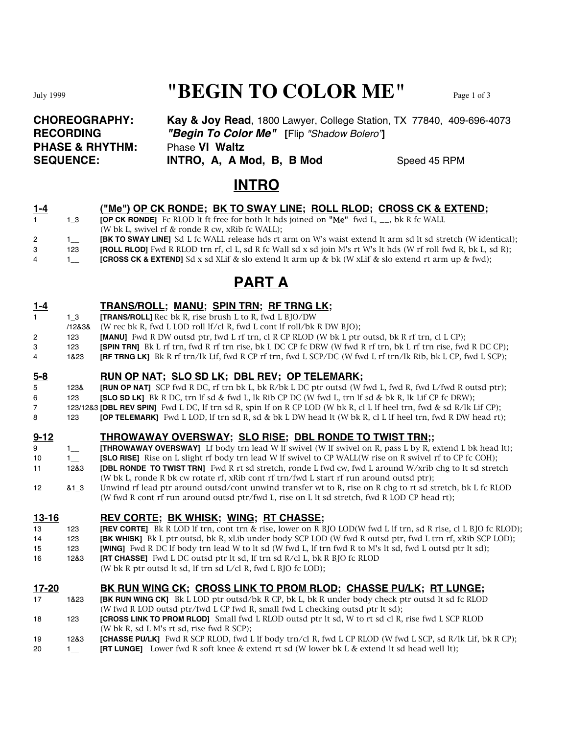July 1999

# "BEGIN TO COLOR ME"

**CHOREOGRAPHY:** **Kay & Joy Read**, 1800 Lawyer, College Station, TX 77840, 409-696-4073
**RECORDING** ***"Begin To Color Me"*** **[**Flip *"Shadow Bolero"***]**
**PHASE & RHYTHM:** Phase **VI Waltz**
**SEQUENCE:** **INTRO, A, A Mod, B, B Mod** Speed 45 RPM

## INTRO

**1-4 ("Me") OP CK RONDE; BK TO SWAY LINE; ROLL RLOD; CROSS CK & EXTEND;**

| | | |
|---|---|---|
| 1 | 1_3 | **[OP CK RONDE]** Fc RLOD lt ft free for both lt hds joined on "Me" fwd L, __, bk R fc WALL (W bk L, swivel rf & ronde R cw, xRib fc WALL); |
| 2 | 1__ | **[BK TO SWAY LINE]** Sd L fc WALL release hds rt arm on W's waist extend lt arm sd lt sd stretch (W identical); |
| 3 | 123 | **[ROLL RLOD]** Fwd R RLOD trn rf, cl L, sd R fc Wall sd x sd join M's rt W's lt hds (W rf roll fwd R, bk L, sd R); |
| 4 | 1__ | **[CROSS CK & EXTEND]** Sd x sd XLif & slo extend lt arm up & bk (W xLif & slo extend rt arm up & fwd); |

## PART A

**1-4 TRANS/ROLL; MANU; SPIN TRN; RF TRNG LK;**

| | | |
|---|---|---|
| 1 | 1_3 /12&3& | **[TRANS/ROLL]** Rec bk R, rise brush L to R, fwd L BJO/DW (W rec bk R, fwd L LOD roll lf/cl R, fwd L cont lf roll/bk R DW BJO); |
| 2 | 123 | **[MANU]** Fwd R DW outsd ptr, fwd L rf trn, cl R CP RLOD (W bk L ptr outsd, bk R rf trn, cl L CP); |
| 3 | 123 | **[SPIN TRN]** Bk L rf trn, fwd R rf trn rise, bk L DC CP fc DRW (W fwd R rf trn, bk L rf trn rise, fwd R DC CP); |
| 4 | 1&23 | **[RF TRNG LK]** Bk R rf trn/lk Lif, fwd R CP rf trn, fwd L SCP/DC (W fwd L rf trn/lk Rib, bk L CP, fwd L SCP); |

**5-8 RUN OP NAT; SLO SD LK; DBL REV; OP TELEMARK;**

| | | |
|---|---|---|
| 5 | 123& | **[RUN OP NAT]** SCP fwd R DC, rf trn bk L, bk R/bk L DC ptr outsd (W fwd L, fwd R, fwd L/fwd R outsd ptr); |
| 6 | 123 | **[SLO SD LK]** Bk R DC, trn lf sd & fwd L, lk Rib CP DC (W fwd L, trn lf sd & bk R, lk Lif CP fc DRW); |
| 7 | 123/12&3 | **[DBL REV SPIN]** Fwd L DC, lf trn sd R, spin lf on R CP LOD (W bk R, cl L lf heel trn, fwd & sd R/lk Lif CP); |
| 8 | 123 | **[OP TELEMARK]** Fwd L LOD, lf trn sd R, sd & bk L DW head lt (W bk R, cl L lf heel trn, fwd R DW head rt); |

**9-12 THROWAWAY OVERSWAY; SLO RISE; DBL RONDE TO TWIST TRN;;**

| | | |
|---|---|---|
| 9 | 1__ | **[THROWAWAY OVERSWAY]** Lf body trn lead W lf swivel (W lf swivel on R, pass L by R, extend L bk head lt); |
| 10 | 1__ | **[SLO RISE]** Rise on L slight rf body trn lead W lf swivel to CP WALL(W rise on R swivel rf to CP fc COH); |
| 11 | 12&3 | **[DBL RONDE TO TWIST TRN]** Fwd R rt sd stretch, ronde L fwd cw, fwd L around W/xrib chg to lt sd stretch (W bk L, ronde R bk cw rotate rf, xRib cont rf trn/fwd L start rf run around outsd ptr); |
| 12 | &1_3 | Unwind rf lead ptr around outsd/cont unwind transfer wt to R, rise on R chg to rt sd stretch, bk L fc RLOD (W fwd R cont rf run around outsd ptr/fwd L, rise on L lt sd stretch, fwd R LOD CP head rt); |

**13-16 REV CORTE; BK WHISK; WING; RT CHASSE;**

| | | |
|---|---|---|
| 13 | 123 | **[REV CORTE]** Bk R LOD lf trn, cont trn & rise, lower on R BJO LOD(W fwd L lf trn, sd R rise, cl L BJO fc RLOD); |
| 14 | 123 | **[BK WHISK]** Bk L ptr outsd, bk R, xLib under body SCP DW (W fwd R outsd ptr, fwd L trn rf, xRib SCP LOD); |
| 15 | 123 | **[WING]** Fwd R DC lf body trn lead W to lt sd (W fwd L, lf trn fwd R to M's lt sd, fwd L outsd ptr lt sd); |
| 16 | 12&3 | **[RT CHASSE]** Fwd L DC outsd ptr lt sd, lf trn sd R/cl L, bk R BJO fc RLOD (W bk R ptr outsd lt sd, lf trn sd L/cl R, fwd L BJO fc LOD); |

**17-20 BK RUN WING CK; CROSS LINK TO PROM RLOD; CHASSE PU/LK; RT LUNGE;**

| | | |
|---|---|---|
| 17 | 1&23 | **[BK RUN WING CK]** Bk L LOD ptr outsd/bk R CP, bk L, bk R under body check ptr outsd lt sd fc RLOD (W fwd R LOD outsd ptr/fwd L CP fwd R, small fwd L checking outsd ptr lt sd); |
| 18 | 123 | **[CROSS LINK TO PROM RLOD]** Small fwd L RLOD outsd ptr lt sd, W to rt sd cl R, rise fwd L SCP RLOD (W bk R, sd L M's rt sd, rise fwd R SCP); |
| 19 | 12&3 | **[CHASSE PU/LK]** Fwd R SCP RLOD, fwd L lf body trn/cl R, fwd L CP RLOD (W fwd L SCP, sd R/lk Lif, bk R CP); |
| 20 | 1__ | **[RT LUNGE]** Lower fwd R soft knee & extend rt sd (W lower bk L & extend lt sd head well lt); |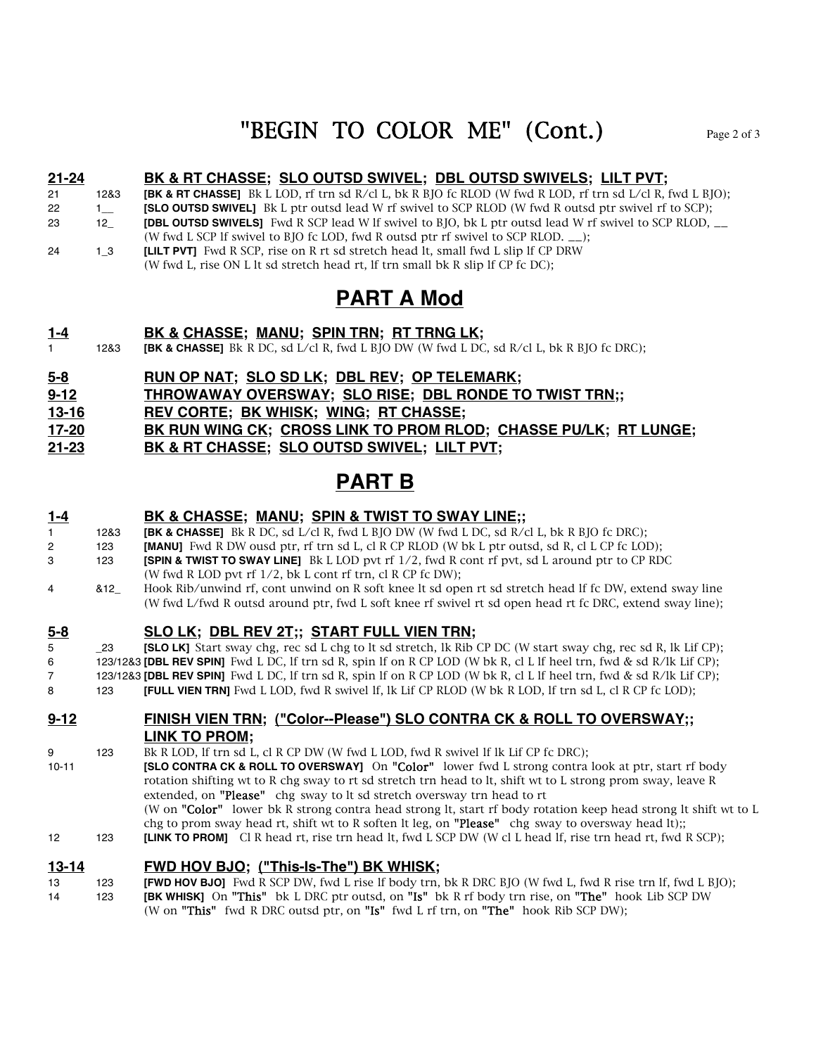# "BEGIN TO COLOR ME" (Cont.)

**21-24 BK & RT CHASSE; SLO OUTSD SWIVEL; DBL OUTSD SWIVELS; LILT PVT;**

21 12&3 **[BK & RT CHASSE]** Bk L LOD, rf trn sd R/cl L, bk R BJO fc RLOD (W fwd R LOD, rf trn sd L/cl R, fwd L BJO);

22 1__ **[SLO OUTSD SWIVEL]** Bk L ptr outsd lead W rf swivel to SCP RLOD (W fwd R outsd ptr swivel rf to SCP);

23 12_ **[DBL OUTSD SWIVELS]** Fwd R SCP lead W lf swivel to BJO, bk L ptr outsd lead W rf swivel to SCP RLOD, __ (W fwd L SCP lf swivel to BJO fc LOD, fwd R outsd ptr rf swivel to SCP RLOD. __);

24 1_3 **[LILT PVT]** Fwd R SCP, rise on R rt sd stretch head lt, small fwd L slip lf CP DRW (W fwd L, rise ON L lt sd stretch head rt, lf trn small bk R slip lf CP fc DC);

## PART A Mod

**1-4 BK & CHASSE; MANU; SPIN TRN; RT TRNG LK;**

1 12&3 **[BK & CHASSE]** Bk R DC, sd L/cl R, fwd L BJO DW (W fwd L DC, sd R/cl L, bk R BJO fc DRC);

**5-8 RUN OP NAT; SLO SD LK; DBL REV; OP TELEMARK;**

**9-12 THROWAWAY OVERSWAY; SLO RISE; DBL RONDE TO TWIST TRN;;**

**13-16 REV CORTE; BK WHISK; WING; RT CHASSE;**

**17-20 BK RUN WING CK; CROSS LINK TO PROM RLOD; CHASSE PU/LK; RT LUNGE;**

**21-23 BK & RT CHASSE; SLO OUTSD SWIVEL; LILT PVT;**

## PART B

**1-4 BK & CHASSE; MANU; SPIN & TWIST TO SWAY LINE;;**

1 12&3 **[BK & CHASSE]** Bk R DC, sd L/cl R, fwd L BJO DW (W fwd L DC, sd R/cl L, bk R BJO fc DRC);

2 123 **[MANU]** Fwd R DW ousd ptr, rf trn sd L, cl R CP RLOD (W bk L ptr outsd, sd R, cl L CP fc LOD);

3 123 **[SPIN & TWIST TO SWAY LINE]** Bk L LOD pvt rf 1/2, fwd R cont rf pvt, sd L around ptr to CP RDC (W fwd R LOD pvt rf 1/2, bk L cont rf trn, cl R CP fc DW);

4 &12_ Hook Rib/unwind rf, cont unwind on R soft knee lt sd open rt sd stretch head lf fc DW, extend sway line (W fwd L/fwd R outsd around ptr, fwd L soft knee rf swivel rt sd open head rt fc DRC, extend sway line);

**5-8 SLO LK; DBL REV 2T;; START FULL VIEN TRN;**

5 _23 **[SLO LK]** Start sway chg, rec sd L chg to lt sd stretch, lk Rib CP DC (W start sway chg, rec sd R, lk Lif CP);

6 123/12&3 **[DBL REV SPIN]** Fwd L DC, lf trn sd R, spin lf on R CP LOD (W bk R, cl L lf heel trn, fwd & sd R/lk Lif CP);

7 123/12&3 **[DBL REV SPIN]** Fwd L DC, lf trn sd R, spin lf on R CP LOD (W bk R, cl L lf heel trn, fwd & sd R/lk Lif CP);

8 123 **[FULL VIEN TRN]** Fwd L LOD, fwd R swivel lf, lk Lif CP RLOD (W bk R LOD, lf trn sd L, cl R CP fc LOD);

**9-12 FINISH VIEN TRN; ("Color--Please") SLO CONTRA CK & ROLL TO OVERSWAY;; LINK TO PROM;**

9 123 Bk R LOD, lf trn sd L, cl R CP DW (W fwd L LOD, fwd R swivel lf lk Lif CP fc DRC);

10-11 **[SLO CONTRA CK & ROLL TO OVERSWAY]** On "Color" lower fwd L strong contra look at ptr, start rf body rotation shifting wt to R chg sway to rt sd stretch trn head to lt, shift wt to L strong prom sway, leave R extended, on "Please" chg sway to lt sd stretch oversway trn head to rt (W on "Color" lower bk R strong contra head strong lt, start rf body rotation keep head strong lt shift wt to L chg to prom sway head rt, shift wt to R soften lt leg, on "Please" chg sway to oversway head lt);;

12 123 **[LINK TO PROM]** Cl R head rt, rise trn head lt, fwd L SCP DW (W cl L head lf, rise trn head rt, fwd R SCP);

**13-14 FWD HOV BJO; ("This-Is-The") BK WHISK;**

13 123 **[FWD HOV BJO]** Fwd R SCP DW, fwd L rise lf body trn, bk R DRC BJO (W fwd L, fwd R rise trn lf, fwd L BJO);

14 123 **[BK WHISK]** On "This" bk L DRC ptr outsd, on "Is" bk R rf body trn rise, on "The" hook Lib SCP DW (W on "This" fwd R DRC outsd ptr, on "Is" fwd L rf trn, on "The" hook Rib SCP DW);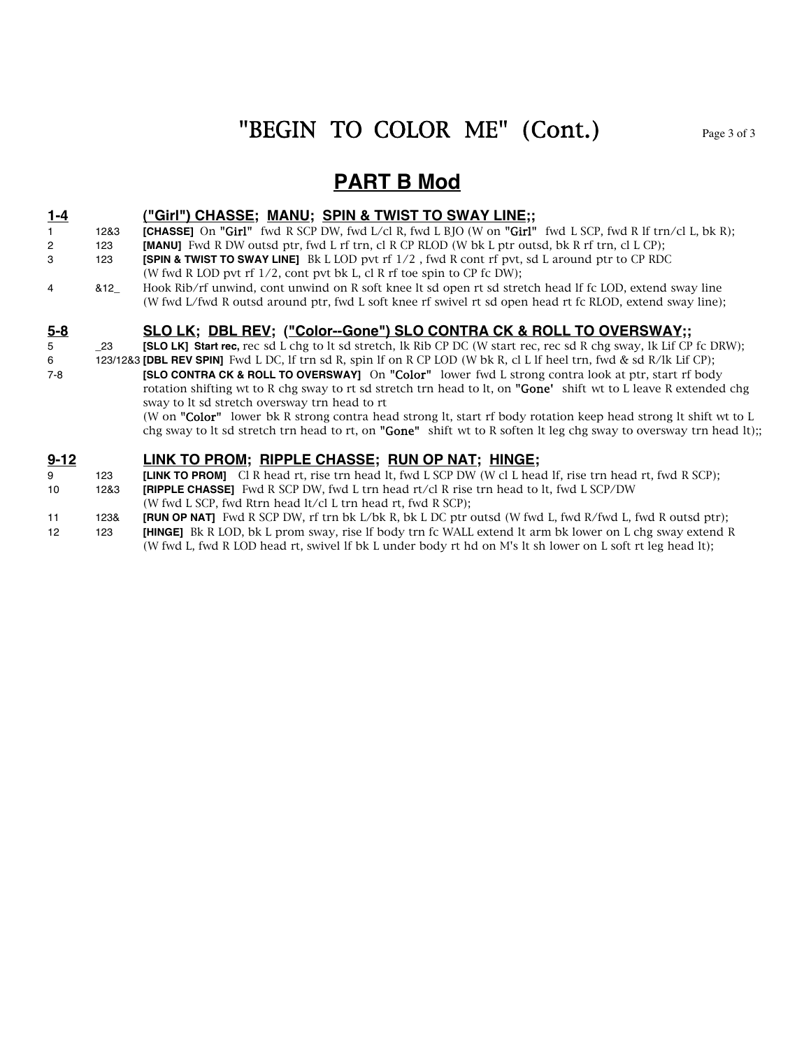# "BEGIN TO COLOR ME" (Cont.)

## PART B Mod

**<u>1-4</u>** **("Girl") CHASSE; MANU; SPIN & TWIST TO SWAY LINE;;**

1 12&3 **[CHASSE]** On "Girl" fwd R SCP DW, fwd L/cl R, fwd L BJO (W on "Girl" fwd L SCP, fwd R lf trn/cl L, bk R);
2 123 **[MANU]** Fwd R DW outsd ptr, fwd L rf trn, cl R CP RLOD (W bk L ptr outsd, bk R rf trn, cl L CP);
3 123 **[SPIN & TWIST TO SWAY LINE]** Bk L LOD pvt rf 1/2 , fwd R cont rf pvt, sd L around ptr to CP RDC (W fwd R LOD pvt rf 1/2, cont pvt bk L, cl R rf toe spin to CP fc DW);
4 &12_ Hook Rib/rf unwind, cont unwind on R soft knee lt sd open rt sd stretch head lf fc LOD, extend sway line (W fwd L/fwd R outsd around ptr, fwd L soft knee rf swivel rt sd open head rt fc RLOD, extend sway line);

**<u>5-8</u>** **SLO LK; DBL REV; ("Color--Gone") SLO CONTRA CK & ROLL TO OVERSWAY;;**

5 _23 **[SLO LK] Start rec,** rec sd L chg to lt sd stretch, lk Rib CP DC (W start rec, rec sd R chg sway, lk Lif CP fc DRW);
6 123/12&3 **[DBL REV SPIN]** Fwd L DC, lf trn sd R, spin lf on R CP LOD (W bk R, cl L lf heel trn, fwd & sd R/lk Lif CP);
7-8 **[SLO CONTRA CK & ROLL TO OVERSWAY]** On "Color" lower fwd L strong contra look at ptr, start rf body rotation shifting wt to R chg sway to rt sd stretch trn head to lt, on "Gone' shift wt to L leave R extended chg sway to lt sd stretch oversway trn head to rt (W on "Color" lower bk R strong contra head strong lt, start rf body rotation keep head strong lt shift wt to L chg sway to lt sd stretch trn head to rt, on "Gone" shift wt to R soften lt leg chg sway to oversway trn head lt);;

**<u>9-12</u>** **LINK TO PROM; RIPPLE CHASSE; RUN OP NAT; HINGE;**

9 123 **[LINK TO PROM]** Cl R head rt, rise trn head lt, fwd L SCP DW (W cl L head lf, rise trn head rt, fwd R SCP);
10 12&3 **[RIPPLE CHASSE]** Fwd R SCP DW, fwd L trn head rt/cl R rise trn head to lt, fwd L SCP/DW (W fwd L SCP, fwd Rtrn head lt/cl L trn head rt, fwd R SCP);
11 123& **[RUN OP NAT]** Fwd R SCP DW, rf trn bk L/bk R, bk L DC ptr outsd (W fwd L, fwd R/fwd L, fwd R outsd ptr);
12 123 **[HINGE]** Bk R LOD, bk L prom sway, rise lf body trn fc WALL extend lt arm bk lower on L chg sway extend R (W fwd L, fwd R LOD head rt, swivel lf bk L under body rt hd on M's lt sh lower on L soft rt leg head lt);